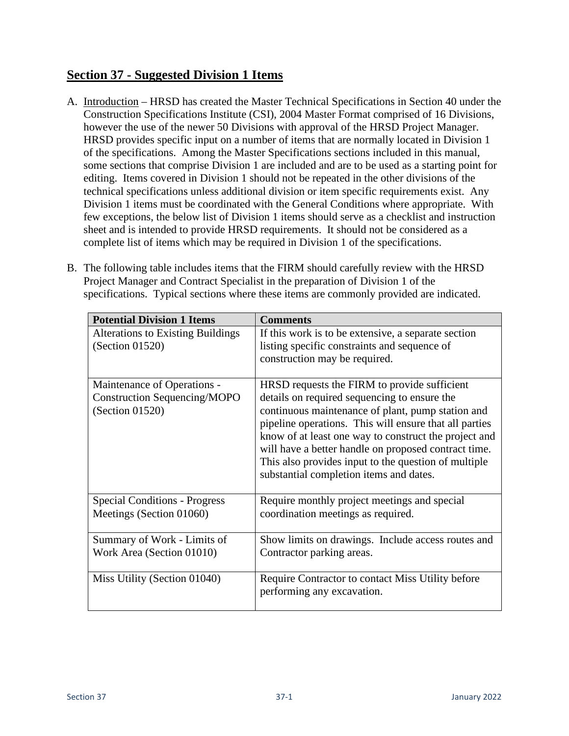## <u>Section 37 - Suggested Division 1 Items</u>

A. <u>Introduction</u> – HRSD has created the Master Technical Specifications in Section 40 under the Construction Specifications Institute (CSI), 2004 Master Format comprised of 16 Divisions, however the use of the newer 50 Divisions with approval of the HRSD Project Manager. HRSD provides specific input on a number of items that are normally located in Division 1 of the specifications. Among the Master Specifications sections included in this manual, some sections that comprise Division 1 are included and are to be used as a starting point for editing. Items covered in Division 1 should not be repeated in the other divisions of the technical specifications unless additional division or item specific requirements exist. Any Division 1 items must be coordinated with the General Conditions where appropriate. With few exceptions, the below list of Division 1 items should serve as a checklist and instruction sheet and is intended to provide HRSD requirements. It should not be considered as a complete list of items which may be required in Division 1 of the specifications.

B. The following table includes items that the FIRM should carefully review with the HRSD Project Manager and Contract Specialist in the preparation of Division 1 of the specifications. Typical sections where these items are commonly provided are indicated.

| **Potential Division 1 Items** | **Comments** |
|---|---|
| Alterations to Existing Buildings (Section 01520) | If this work is to be extensive, a separate section listing specific constraints and sequence of construction may be required. |
| Maintenance of Operations - Construction Sequencing/MOPO (Section 01520) | HRSD requests the FIRM to provide sufficient details on required sequencing to ensure the continuous maintenance of plant, pump station and pipeline operations. This will ensure that all parties know of at least one way to construct the project and will have a better handle on proposed contract time. This also provides input to the question of multiple substantial completion items and dates. |
| Special Conditions - Progress Meetings (Section 01060) | Require monthly project meetings and special coordination meetings as required. |
| Summary of Work - Limits of Work Area (Section 01010) | Show limits on drawings. Include access routes and Contractor parking areas. |
| Miss Utility (Section 01040) | Require Contractor to contact Miss Utility before performing any excavation. |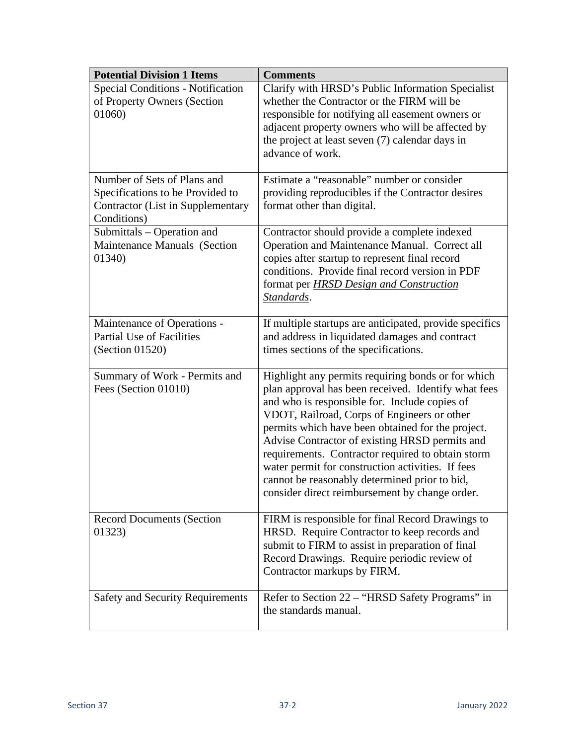| Potential Division 1 Items | Comments |
|---|---|
| Special Conditions - Notification of Property Owners (Section 01060) | Clarify with HRSD's Public Information Specialist whether the Contractor or the FIRM will be responsible for notifying all easement owners or adjacent property owners who will be affected by the project at least seven (7) calendar days in advance of work. |
| Number of Sets of Plans and Specifications to be Provided to Contractor (List in Supplementary Conditions) | Estimate a "reasonable" number or consider providing reproducibles if the Contractor desires format other than digital. |
| Submittals – Operation and Maintenance Manuals (Section 01340) | Contractor should provide a complete indexed Operation and Maintenance Manual. Correct all copies after startup to represent final record conditions. Provide final record version in PDF format per ***HRSD Design and Construction Standards***. |
| Maintenance of Operations - Partial Use of Facilities (Section 01520) | If multiple startups are anticipated, provide specifics and address in liquidated damages and contract times sections of the specifications. |
| Summary of Work - Permits and Fees (Section 01010) | Highlight any permits requiring bonds or for which plan approval has been received. Identify what fees and who is responsible for. Include copies of VDOT, Railroad, Corps of Engineers or other permits which have been obtained for the project. Advise Contractor of existing HRSD permits and requirements. Contractor required to obtain storm water permit for construction activities. If fees cannot be reasonably determined prior to bid, consider direct reimbursement by change order. |
| Record Documents (Section 01323) | FIRM is responsible for final Record Drawings to HRSD. Require Contractor to keep records and submit to FIRM to assist in preparation of final Record Drawings. Require periodic review of Contractor markups by FIRM. |
| Safety and Security Requirements | Refer to Section 22 – "HRSD Safety Programs" in the standards manual. |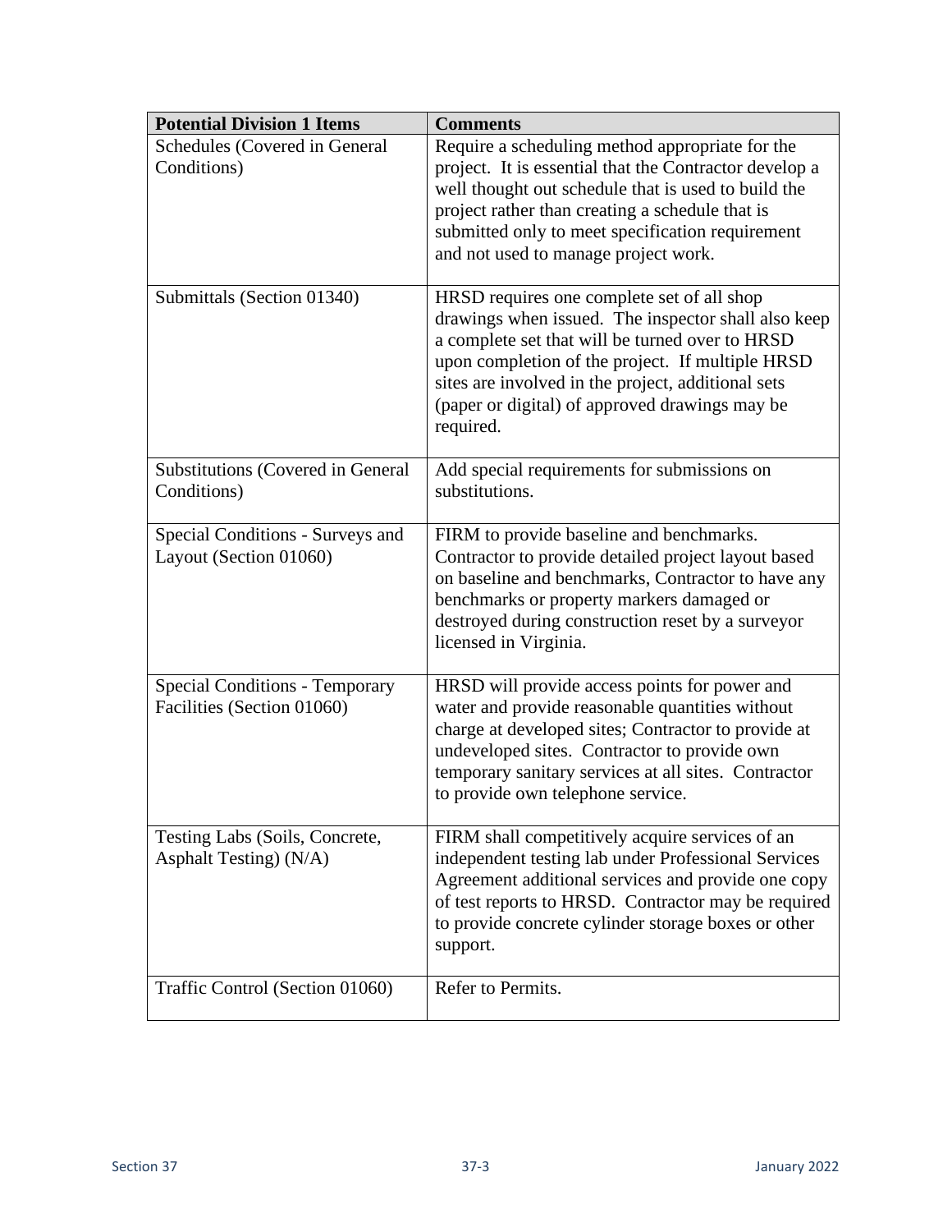| Potential Division 1 Items | Comments |
| --- | --- |
| Schedules (Covered in General Conditions) | Require a scheduling method appropriate for the project. It is essential that the Contractor develop a well thought out schedule that is used to build the project rather than creating a schedule that is submitted only to meet specification requirement and not used to manage project work. |
| Submittals (Section 01340) | HRSD requires one complete set of all shop drawings when issued. The inspector shall also keep a complete set that will be turned over to HRSD upon completion of the project. If multiple HRSD sites are involved in the project, additional sets (paper or digital) of approved drawings may be required. |
| Substitutions (Covered in General Conditions) | Add special requirements for submissions on substitutions. |
| Special Conditions - Surveys and Layout (Section 01060) | FIRM to provide baseline and benchmarks. Contractor to provide detailed project layout based on baseline and benchmarks, Contractor to have any benchmarks or property markers damaged or destroyed during construction reset by a surveyor licensed in Virginia. |
| Special Conditions - Temporary Facilities (Section 01060) | HRSD will provide access points for power and water and provide reasonable quantities without charge at developed sites; Contractor to provide at undeveloped sites. Contractor to provide own temporary sanitary services at all sites. Contractor to provide own telephone service. |
| Testing Labs (Soils, Concrete, Asphalt Testing) (N/A) | FIRM shall competitively acquire services of an independent testing lab under Professional Services Agreement additional services and provide one copy of test reports to HRSD. Contractor may be required to provide concrete cylinder storage boxes or other support. |
| Traffic Control (Section 01060) | Refer to Permits. |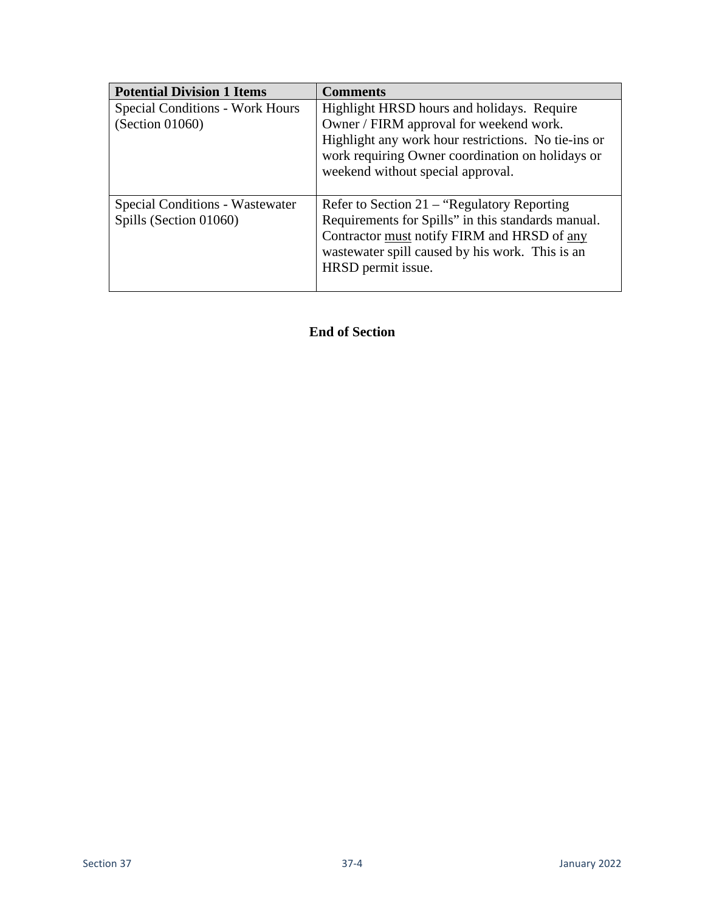| Potential Division 1 Items | Comments |
|---|---|
| Special Conditions - Work Hours (Section 01060) | Highlight HRSD hours and holidays. Require Owner / FIRM approval for weekend work. Highlight any work hour restrictions. No tie-ins or work requiring Owner coordination on holidays or weekend without special approval. |
| Special Conditions - Wastewater Spills (Section 01060) | Refer to Section 21 – "Regulatory Reporting Requirements for Spills" in this standards manual. Contractor <u>must</u> notify FIRM and HRSD of <u>any</u> wastewater spill caused by his work. This is an HRSD permit issue. |

**End of Section**